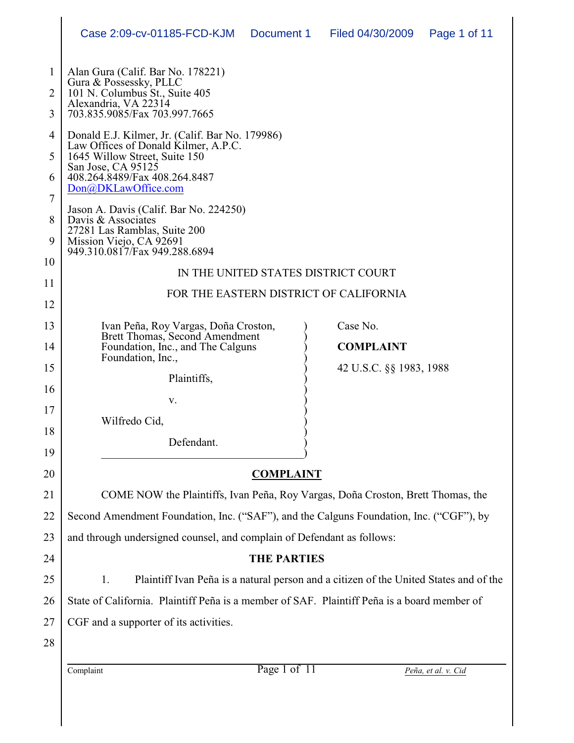Alan Gura (Calif. Bar No. 178221)
Gura & Possessky, PLLC
101 N. Columbus St., Suite 405
Alexandria, VA 22314
703.835.9085/Fax 703.997.7665

Donald E.J. Kilmer, Jr. (Calif. Bar No. 179986)
Law Offices of Donald Kilmer, A.P.C.
1645 Willow Street, Suite 150
San Jose, CA 95125
408.264.8489/Fax 408.264.8487
Don@DKLawOffice.com

Jason A. Davis (Calif. Bar No. 224250)
Davis & Associates
27281 Las Ramblas, Suite 200
Mission Viejo, CA 92691
949.310.0817/Fax 949.288.6894

IN THE UNITED STATES DISTRICT COURT

FOR THE EASTERN DISTRICT OF CALIFORNIA

| | |
|---|---|
| Ivan Peña, Roy Vargas, Doña Croston, Brett Thomas, Second Amendment Foundation, Inc., and The Calguns Foundation, Inc., | Case No. |
| Plaintiffs, | **COMPLAINT** |
| v. | 42 U.S.C. §§ 1983, 1988 |
| Wilfredo Cid, | |
| Defendant. | |

## COMPLAINT

COME NOW the Plaintiffs, Ivan Peña, Roy Vargas, Doña Croston, Brett Thomas, the Second Amendment Foundation, Inc. ("SAF"), and the Calguns Foundation, Inc. ("CGF"), by and through undersigned counsel, and complain of Defendant as follows:

### THE PARTIES

1. Plaintiff Ivan Peña is a natural person and a citizen of the United States and of the State of California. Plaintiff Peña is a member of SAF. Plaintiff Peña is a board member of CGF and a supporter of its activities.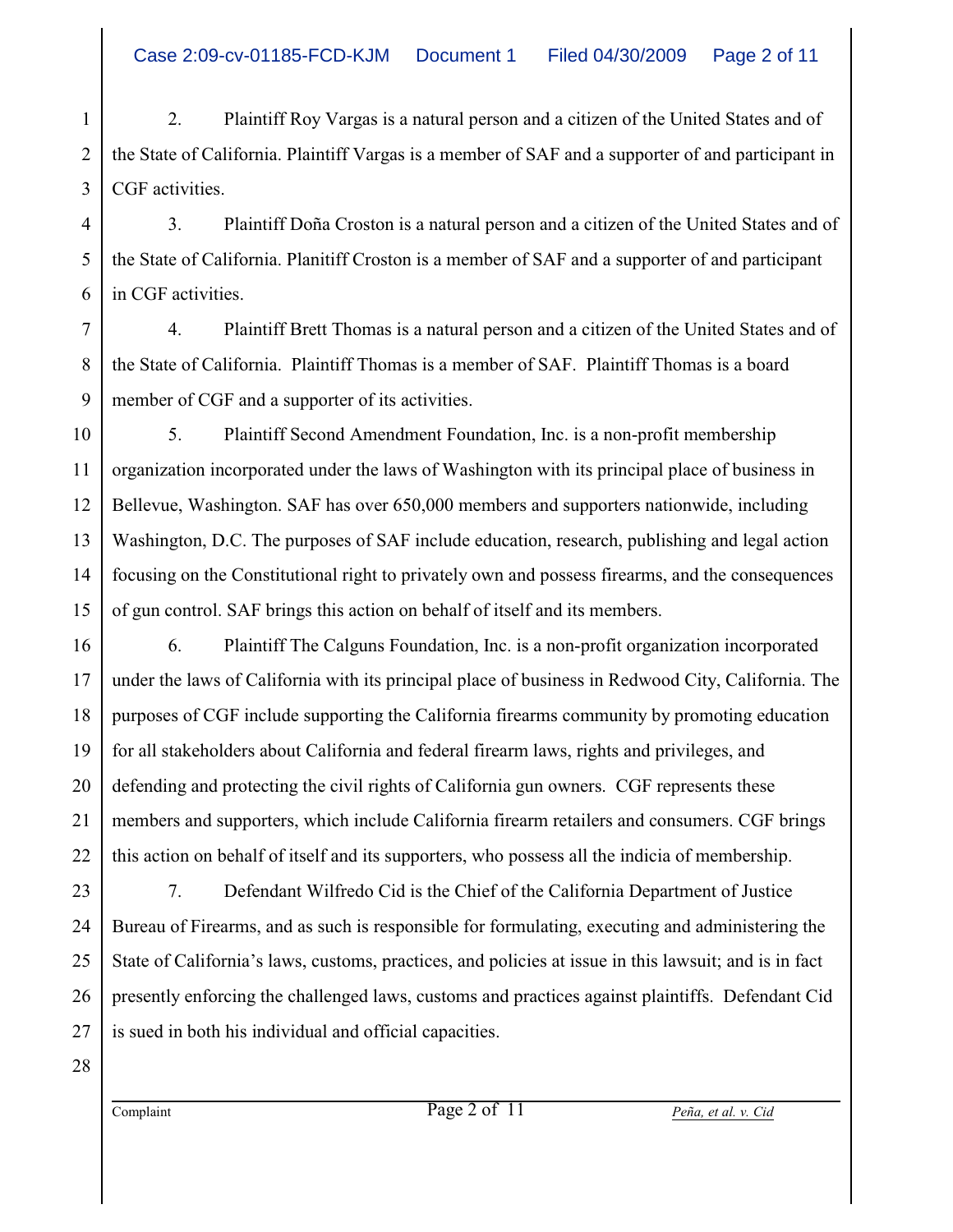2. Plaintiff Roy Vargas is a natural person and a citizen of the United States and of the State of California. Plaintiff Vargas is a member of SAF and a supporter of and participant in CGF activities.

3. Plaintiff Doña Croston is a natural person and a citizen of the United States and of the State of California. Planitiff Croston is a member of SAF and a supporter of and participant in CGF activities.

4. Plaintiff Brett Thomas is a natural person and a citizen of the United States and of the State of California. Plaintiff Thomas is a member of SAF. Plaintiff Thomas is a board member of CGF and a supporter of its activities.

5. Plaintiff Second Amendment Foundation, Inc. is a non-profit membership organization incorporated under the laws of Washington with its principal place of business in Bellevue, Washington. SAF has over 650,000 members and supporters nationwide, including Washington, D.C. The purposes of SAF include education, research, publishing and legal action focusing on the Constitutional right to privately own and possess firearms, and the consequences of gun control. SAF brings this action on behalf of itself and its members.

6. Plaintiff The Calguns Foundation, Inc. is a non-profit organization incorporated under the laws of California with its principal place of business in Redwood City, California. The purposes of CGF include supporting the California firearms community by promoting education for all stakeholders about California and federal firearm laws, rights and privileges, and defending and protecting the civil rights of California gun owners. CGF represents these members and supporters, which include California firearm retailers and consumers. CGF brings this action on behalf of itself and its supporters, who possess all the indicia of membership.

7. Defendant Wilfredo Cid is the Chief of the California Department of Justice Bureau of Firearms, and as such is responsible for formulating, executing and administering the State of California's laws, customs, practices, and policies at issue in this lawsuit; and is in fact presently enforcing the challenged laws, customs and practices against plaintiffs. Defendant Cid is sued in both his individual and official capacities.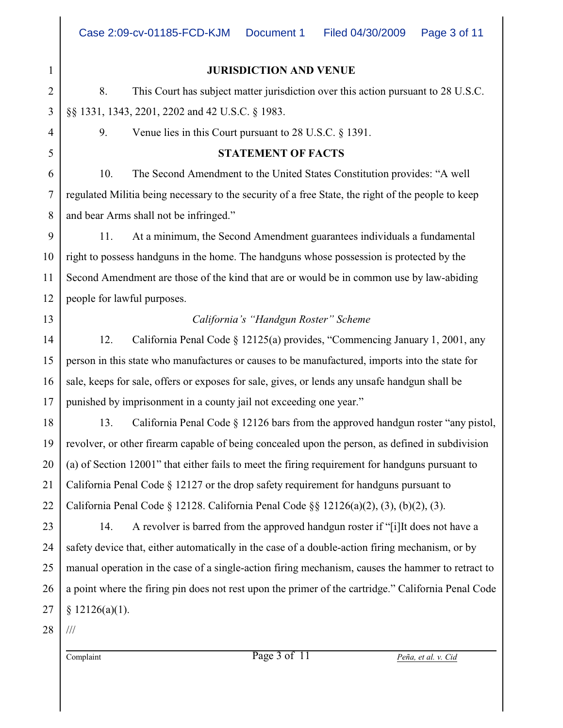## JURISDICTION AND VENUE

8. This Court has subject matter jurisdiction over this action pursuant to 28 U.S.C. §§ 1331, 1343, 2201, 2202 and 42 U.S.C. § 1983.

9. Venue lies in this Court pursuant to 28 U.S.C. § 1391.

## STATEMENT OF FACTS

10. The Second Amendment to the United States Constitution provides: "A well regulated Militia being necessary to the security of a free State, the right of the people to keep and bear Arms shall not be infringed."

11. At a minimum, the Second Amendment guarantees individuals a fundamental right to possess handguns in the home. The handguns whose possession is protected by the Second Amendment are those of the kind that are or would be in common use by law-abiding people for lawful purposes.

### *California's "Handgun Roster" Scheme*

12. California Penal Code § 12125(a) provides, "Commencing January 1, 2001, any person in this state who manufactures or causes to be manufactured, imports into the state for sale, keeps for sale, offers or exposes for sale, gives, or lends any unsafe handgun shall be punished by imprisonment in a county jail not exceeding one year."

13. California Penal Code § 12126 bars from the approved handgun roster "any pistol, revolver, or other firearm capable of being concealed upon the person, as defined in subdivision (a) of Section 12001" that either fails to meet the firing requirement for handguns pursuant to California Penal Code § 12127 or the drop safety requirement for handguns pursuant to California Penal Code § 12128. California Penal Code §§ 12126(a)(2), (3), (b)(2), (3).

14. A revolver is barred from the approved handgun roster if "[i]It does not have a safety device that, either automatically in the case of a double-action firing mechanism, or by manual operation in the case of a single-action firing mechanism, causes the hammer to retract to a point where the firing pin does not rest upon the primer of the cartridge." California Penal Code § 12126(a)(1).

///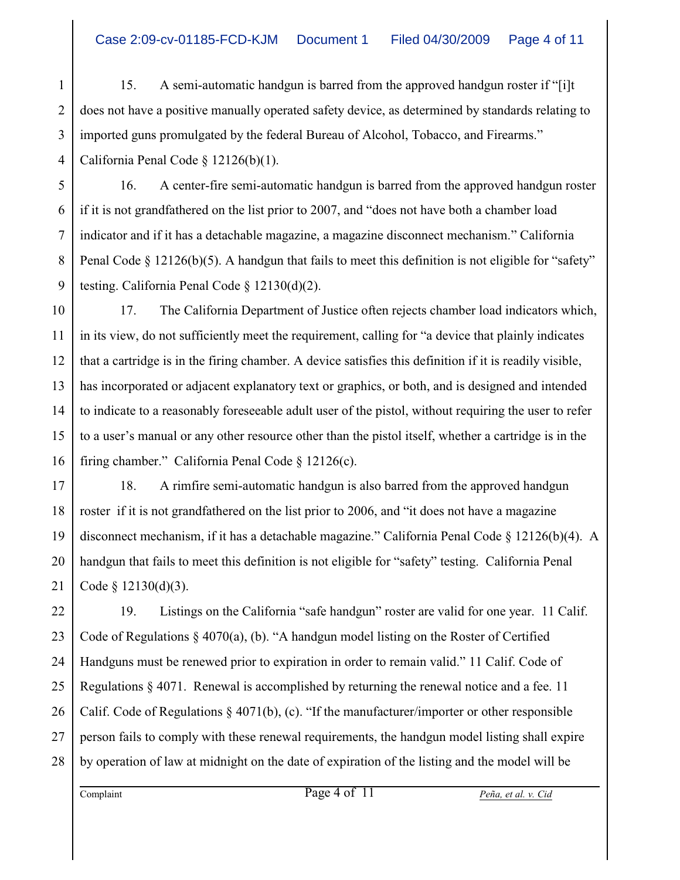15. A semi-automatic handgun is barred from the approved handgun roster if "[i]t does not have a positive manually operated safety device, as determined by standards relating to imported guns promulgated by the federal Bureau of Alcohol, Tobacco, and Firearms." California Penal Code § 12126(b)(1).

16. A center-fire semi-automatic handgun is barred from the approved handgun roster if it is not grandfathered on the list prior to 2007, and "does not have both a chamber load indicator and if it has a detachable magazine, a magazine disconnect mechanism." California Penal Code § 12126(b)(5). A handgun that fails to meet this definition is not eligible for "safety" testing. California Penal Code § 12130(d)(2).

17. The California Department of Justice often rejects chamber load indicators which, in its view, do not sufficiently meet the requirement, calling for "a device that plainly indicates that a cartridge is in the firing chamber. A device satisfies this definition if it is readily visible, has incorporated or adjacent explanatory text or graphics, or both, and is designed and intended to indicate to a reasonably foreseeable adult user of the pistol, without requiring the user to refer to a user's manual or any other resource other than the pistol itself, whether a cartridge is in the firing chamber." California Penal Code § 12126(c).

18. A rimfire semi-automatic handgun is also barred from the approved handgun roster if it is not grandfathered on the list prior to 2006, and "it does not have a magazine disconnect mechanism, if it has a detachable magazine." California Penal Code § 12126(b)(4). A handgun that fails to meet this definition is not eligible for "safety" testing. California Penal Code § 12130(d)(3).

19. Listings on the California "safe handgun" roster are valid for one year. 11 Calif. Code of Regulations § 4070(a), (b). "A handgun model listing on the Roster of Certified Handguns must be renewed prior to expiration in order to remain valid." 11 Calif. Code of Regulations § 4071. Renewal is accomplished by returning the renewal notice and a fee. 11 Calif. Code of Regulations § 4071(b), (c). "If the manufacturer/importer or other responsible person fails to comply with these renewal requirements, the handgun model listing shall expire by operation of law at midnight on the date of expiration of the listing and the model will be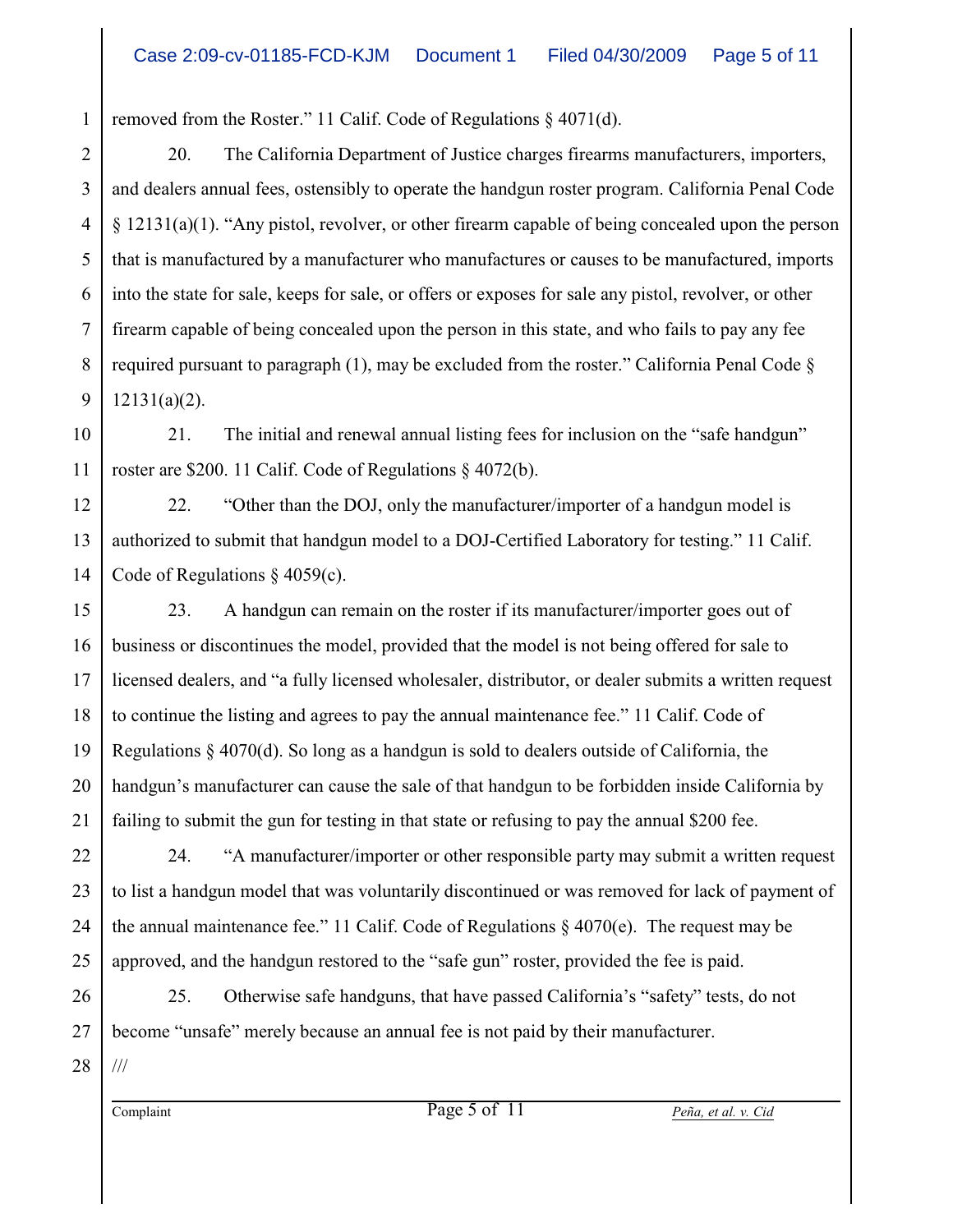removed from the Roster." 11 Calif. Code of Regulations § 4071(d).

20. The California Department of Justice charges firearms manufacturers, importers, and dealers annual fees, ostensibly to operate the handgun roster program. California Penal Code § 12131(a)(1). "Any pistol, revolver, or other firearm capable of being concealed upon the person that is manufactured by a manufacturer who manufactures or causes to be manufactured, imports into the state for sale, keeps for sale, or offers or exposes for sale any pistol, revolver, or other firearm capable of being concealed upon the person in this state, and who fails to pay any fee required pursuant to paragraph (1), may be excluded from the roster." California Penal Code § 12131(a)(2).

21. The initial and renewal annual listing fees for inclusion on the "safe handgun" roster are $200. 11 Calif. Code of Regulations § 4072(b).

22. "Other than the DOJ, only the manufacturer/importer of a handgun model is authorized to submit that handgun model to a DOJ-Certified Laboratory for testing." 11 Calif. Code of Regulations § 4059(c).

23. A handgun can remain on the roster if its manufacturer/importer goes out of business or discontinues the model, provided that the model is not being offered for sale to licensed dealers, and "a fully licensed wholesaler, distributor, or dealer submits a written request to continue the listing and agrees to pay the annual maintenance fee." 11 Calif. Code of Regulations § 4070(d). So long as a handgun is sold to dealers outside of California, the handgun's manufacturer can cause the sale of that handgun to be forbidden inside California by failing to submit the gun for testing in that state or refusing to pay the annual $200 fee.

24. "A manufacturer/importer or other responsible party may submit a written request to list a handgun model that was voluntarily discontinued or was removed for lack of payment of the annual maintenance fee." 11 Calif. Code of Regulations § 4070(e). The request may be approved, and the handgun restored to the "safe gun" roster, provided the fee is paid.

25. Otherwise safe handguns, that have passed California's "safety" tests, do not become "unsafe" merely because an annual fee is not paid by their manufacturer.

///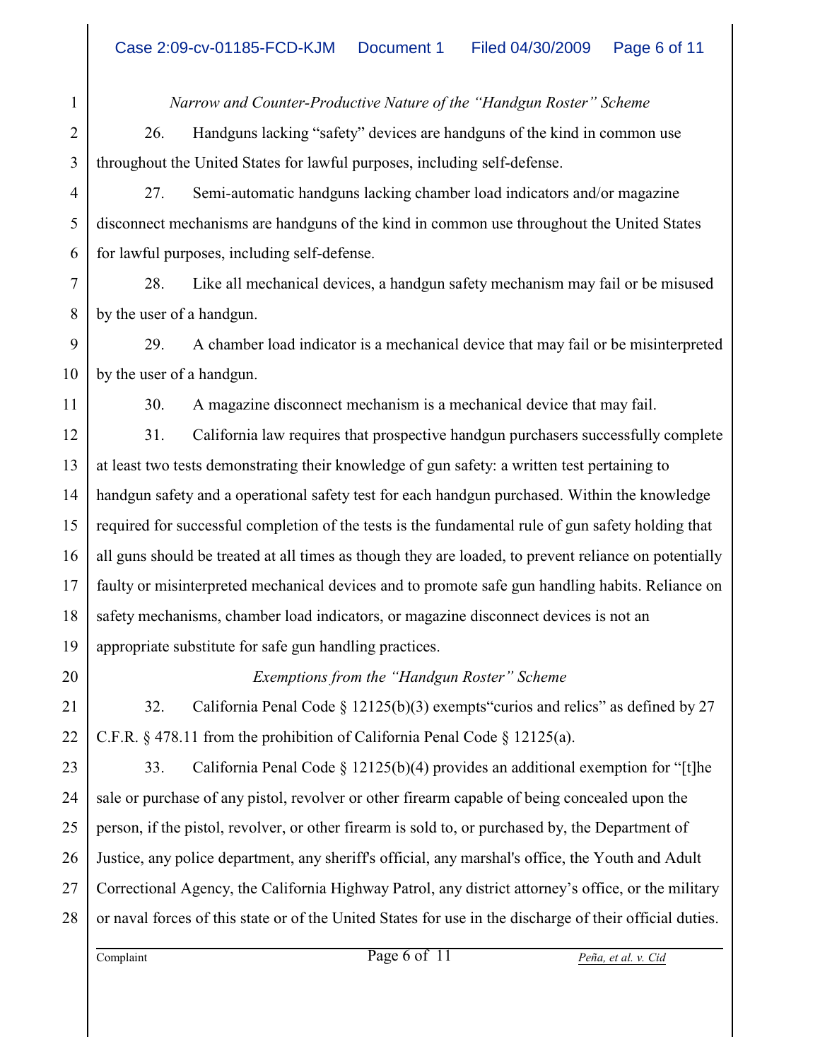*Narrow and Counter-Productive Nature of the "Handgun Roster" Scheme*

26. Handguns lacking "safety" devices are handguns of the kind in common use throughout the United States for lawful purposes, including self-defense.

27. Semi-automatic handguns lacking chamber load indicators and/or magazine disconnect mechanisms are handguns of the kind in common use throughout the United States for lawful purposes, including self-defense.

28. Like all mechanical devices, a handgun safety mechanism may fail or be misused by the user of a handgun.

29. A chamber load indicator is a mechanical device that may fail or be misinterpreted by the user of a handgun.

30. A magazine disconnect mechanism is a mechanical device that may fail.

31. California law requires that prospective handgun purchasers successfully complete at least two tests demonstrating their knowledge of gun safety: a written test pertaining to handgun safety and a operational safety test for each handgun purchased. Within the knowledge required for successful completion of the tests is the fundamental rule of gun safety holding that all guns should be treated at all times as though they are loaded, to prevent reliance on potentially faulty or misinterpreted mechanical devices and to promote safe gun handling habits. Reliance on safety mechanisms, chamber load indicators, or magazine disconnect devices is not an appropriate substitute for safe gun handling practices.

*Exemptions from the "Handgun Roster" Scheme*

32. California Penal Code § 12125(b)(3) exempts"curios and relics" as defined by 27 C.F.R. § 478.11 from the prohibition of California Penal Code § 12125(a).

33. California Penal Code § 12125(b)(4) provides an additional exemption for "[t]he sale or purchase of any pistol, revolver or other firearm capable of being concealed upon the person, if the pistol, revolver, or other firearm is sold to, or purchased by, the Department of Justice, any police department, any sheriff's official, any marshal's office, the Youth and Adult Correctional Agency, the California Highway Patrol, any district attorney's office, or the military or naval forces of this state or of the United States for use in the discharge of their official duties.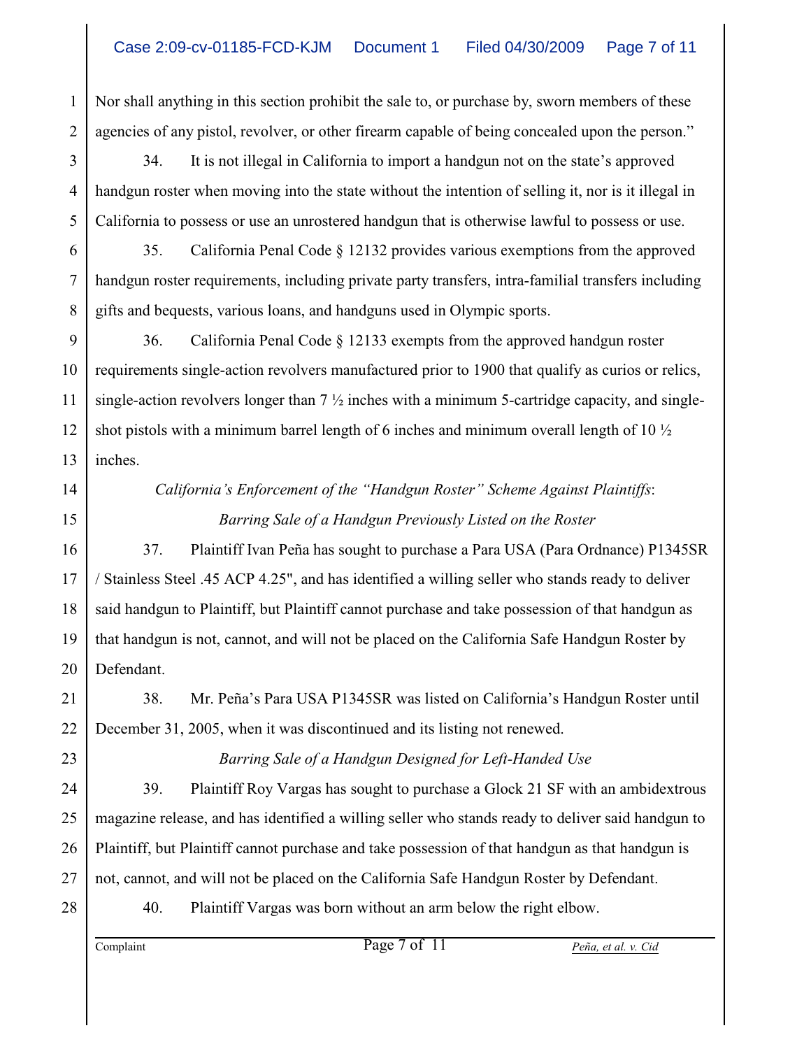Nor shall anything in this section prohibit the sale to, or purchase by, sworn members of these agencies of any pistol, revolver, or other firearm capable of being concealed upon the person."

34. It is not illegal in California to import a handgun not on the state's approved handgun roster when moving into the state without the intention of selling it, nor is it illegal in California to possess or use an unrostered handgun that is otherwise lawful to possess or use.

35. California Penal Code § 12132 provides various exemptions from the approved handgun roster requirements, including private party transfers, intra-familial transfers including gifts and bequests, various loans, and handguns used in Olympic sports.

36. California Penal Code § 12133 exempts from the approved handgun roster requirements single-action revolvers manufactured prior to 1900 that qualify as curios or relics, single-action revolvers longer than 7 ½ inches with a minimum 5-cartridge capacity, and single-shot pistols with a minimum barrel length of 6 inches and minimum overall length of 10 ½ inches.

*California's Enforcement of the "Handgun Roster" Scheme Against Plaintiffs*:

*Barring Sale of a Handgun Previously Listed on the Roster*

37. Plaintiff Ivan Peña has sought to purchase a Para USA (Para Ordnance) P1345SR / Stainless Steel .45 ACP 4.25", and has identified a willing seller who stands ready to deliver said handgun to Plaintiff, but Plaintiff cannot purchase and take possession of that handgun as that handgun is not, cannot, and will not be placed on the California Safe Handgun Roster by Defendant.

38. Mr. Peña's Para USA P1345SR was listed on California's Handgun Roster until December 31, 2005, when it was discontinued and its listing not renewed.

*Barring Sale of a Handgun Designed for Left-Handed Use*

39. Plaintiff Roy Vargas has sought to purchase a Glock 21 SF with an ambidextrous magazine release, and has identified a willing seller who stands ready to deliver said handgun to Plaintiff, but Plaintiff cannot purchase and take possession of that handgun as that handgun is not, cannot, and will not be placed on the California Safe Handgun Roster by Defendant.

40. Plaintiff Vargas was born without an arm below the right elbow.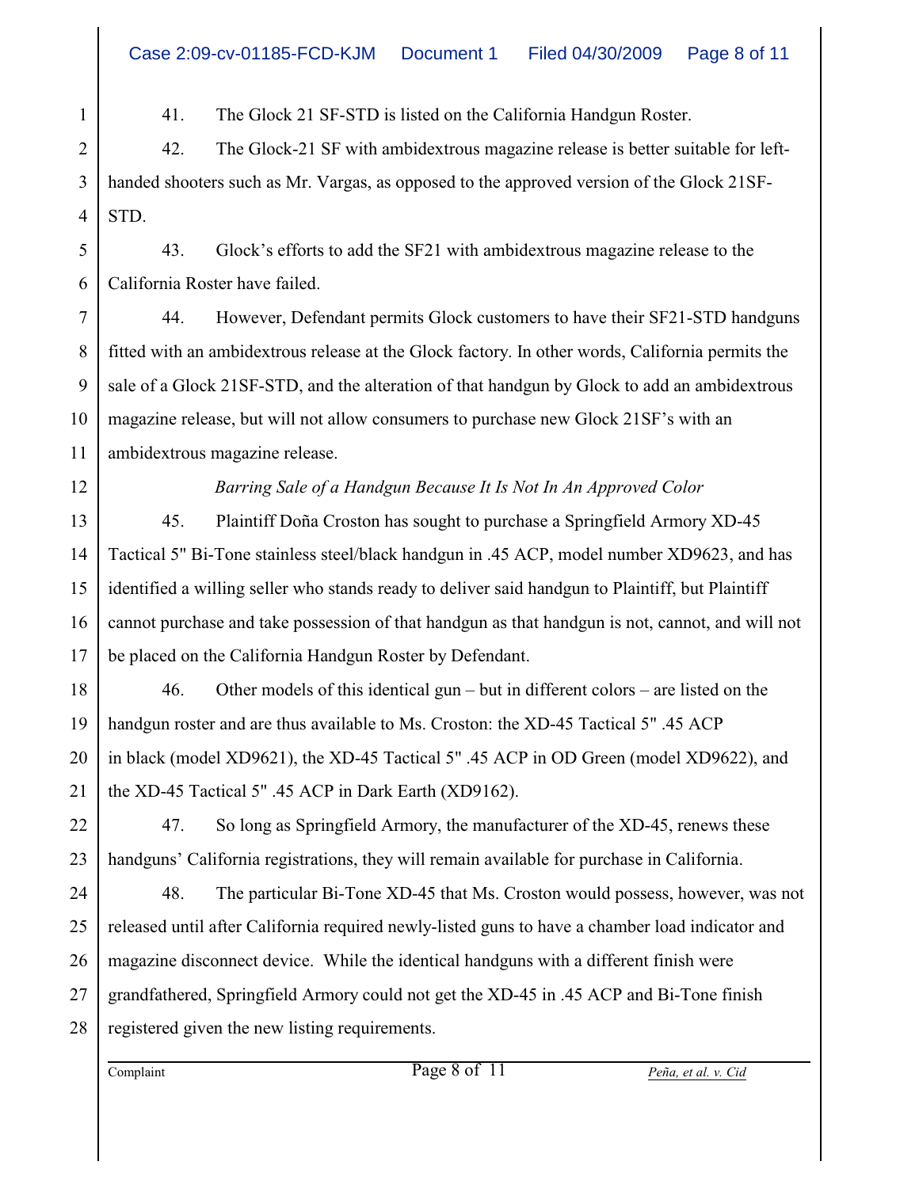41. The Glock 21 SF-STD is listed on the California Handgun Roster.

42. The Glock-21 SF with ambidextrous magazine release is better suitable for left-handed shooters such as Mr. Vargas, as opposed to the approved version of the Glock 21SF-STD.

43. Glock's efforts to add the SF21 with ambidextrous magazine release to the California Roster have failed.

44. However, Defendant permits Glock customers to have their SF21-STD handguns fitted with an ambidextrous release at the Glock factory. In other words, California permits the sale of a Glock 21SF-STD, and the alteration of that handgun by Glock to add an ambidextrous magazine release, but will not allow consumers to purchase new Glock 21SF's with an ambidextrous magazine release.

*Barring Sale of a Handgun Because It Is Not In An Approved Color*

45. Plaintiff Doña Croston has sought to purchase a Springfield Armory XD-45 Tactical 5" Bi-Tone stainless steel/black handgun in .45 ACP, model number XD9623, and has identified a willing seller who stands ready to deliver said handgun to Plaintiff, but Plaintiff cannot purchase and take possession of that handgun as that handgun is not, cannot, and will not be placed on the California Handgun Roster by Defendant.

46. Other models of this identical gun – but in different colors – are listed on the handgun roster and are thus available to Ms. Croston: the XD-45 Tactical 5" .45 ACP in black (model XD9621), the XD-45 Tactical 5" .45 ACP in OD Green (model XD9622), and the XD-45 Tactical 5" .45 ACP in Dark Earth (XD9162).

47. So long as Springfield Armory, the manufacturer of the XD-45, renews these handguns' California registrations, they will remain available for purchase in California.

48. The particular Bi-Tone XD-45 that Ms. Croston would possess, however, was not released until after California required newly-listed guns to have a chamber load indicator and magazine disconnect device. While the identical handguns with a different finish were grandfathered, Springfield Armory could not get the XD-45 in .45 ACP and Bi-Tone finish registered given the new listing requirements.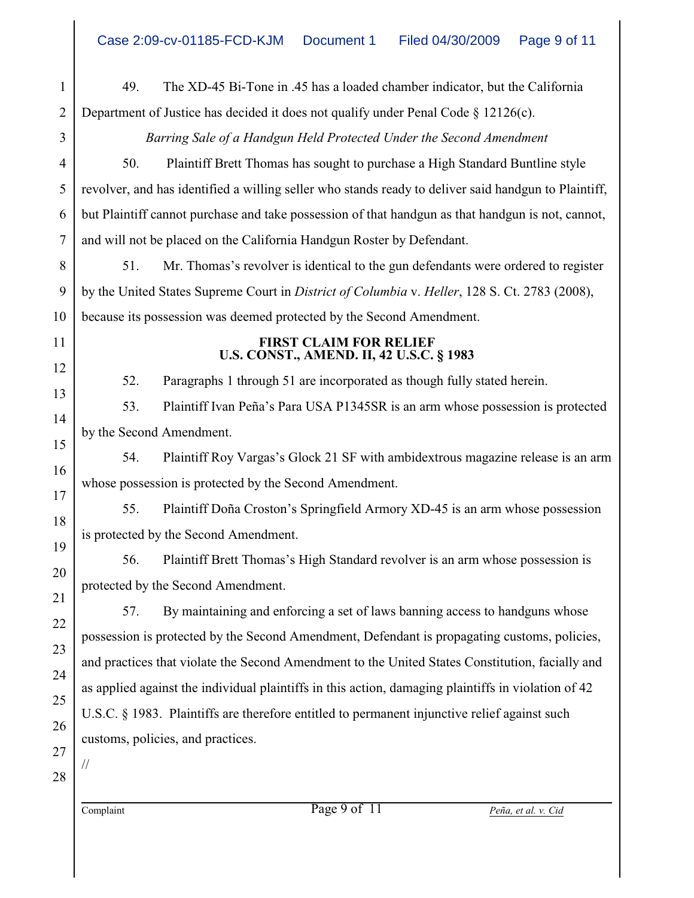49. The XD-45 Bi-Tone in .45 has a loaded chamber indicator, but the California Department of Justice has decided it does not qualify under Penal Code § 12126(c).

*Barring Sale of a Handgun Held Protected Under the Second Amendment*

50. Plaintiff Brett Thomas has sought to purchase a High Standard Buntline style revolver, and has identified a willing seller who stands ready to deliver said handgun to Plaintiff, but Plaintiff cannot purchase and take possession of that handgun as that handgun is not, cannot, and will not be placed on the California Handgun Roster by Defendant.

51. Mr. Thomas's revolver is identical to the gun defendants were ordered to register by the United States Supreme Court in *District of Columbia* v. *Heller*, 128 S. Ct. 2783 (2008), because its possession was deemed protected by the Second Amendment.

**FIRST CLAIM FOR RELIEF**
**U.S. CONST., AMEND. II, 42 U.S.C. § 1983**

52. Paragraphs 1 through 51 are incorporated as though fully stated herein.

53. Plaintiff Ivan Peña's Para USA P1345SR is an arm whose possession is protected by the Second Amendment.

54. Plaintiff Roy Vargas's Glock 21 SF with ambidextrous magazine release is an arm whose possession is protected by the Second Amendment.

55. Plaintiff Doña Croston's Springfield Armory XD-45 is an arm whose possession is protected by the Second Amendment.

56. Plaintiff Brett Thomas's High Standard revolver is an arm whose possession is protected by the Second Amendment.

57. By maintaining and enforcing a set of laws banning access to handguns whose possession is protected by the Second Amendment, Defendant is propagating customs, policies, and practices that violate the Second Amendment to the United States Constitution, facially and as applied against the individual plaintiffs in this action, damaging plaintiffs in violation of 42 U.S.C. § 1983. Plaintiffs are therefore entitled to permanent injunctive relief against such customs, policies, and practices.

//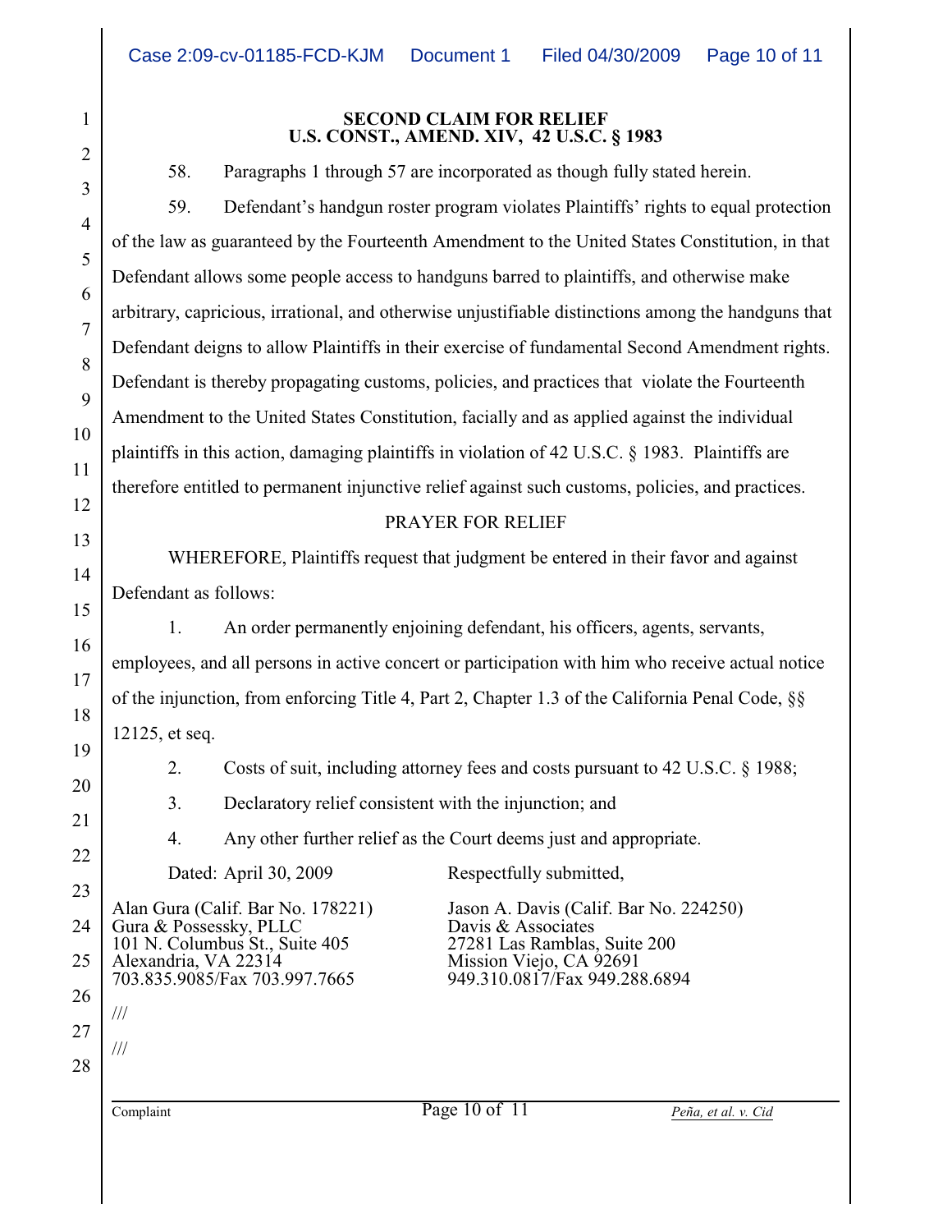**SECOND CLAIM FOR RELIEF**
**U.S. CONST., AMEND. XIV, 42 U.S.C. § 1983**

58. Paragraphs 1 through 57 are incorporated as though fully stated herein.

59. Defendant's handgun roster program violates Plaintiffs' rights to equal protection of the law as guaranteed by the Fourteenth Amendment to the United States Constitution, in that Defendant allows some people access to handguns barred to plaintiffs, and otherwise make arbitrary, capricious, irrational, and otherwise unjustifiable distinctions among the handguns that Defendant deigns to allow Plaintiffs in their exercise of fundamental Second Amendment rights. Defendant is thereby propagating customs, policies, and practices that violate the Fourteenth Amendment to the United States Constitution, facially and as applied against the individual plaintiffs in this action, damaging plaintiffs in violation of 42 U.S.C. § 1983. Plaintiffs are therefore entitled to permanent injunctive relief against such customs, policies, and practices.

PRAYER FOR RELIEF

WHEREFORE, Plaintiffs request that judgment be entered in their favor and against Defendant as follows:

1. An order permanently enjoining defendant, his officers, agents, servants, employees, and all persons in active concert or participation with him who receive actual notice of the injunction, from enforcing Title 4, Part 2, Chapter 1.3 of the California Penal Code, §§ 12125, et seq.

2. Costs of suit, including attorney fees and costs pursuant to 42 U.S.C. § 1988;

3. Declaratory relief consistent with the injunction; and

4. Any other further relief as the Court deems just and appropriate.

Dated: April 30, 2009

Respectfully submitted,

Alan Gura (Calif. Bar No. 178221)
Gura & Possessky, PLLC
101 N. Columbus St., Suite 405
Alexandria, VA 22314
703.835.9085/Fax 703.997.7665

Jason A. Davis (Calif. Bar No. 224250)
Davis & Associates
27281 Las Ramblas, Suite 200
Mission Viejo, CA 92691
949.310.0817/Fax 949.288.6894

///

///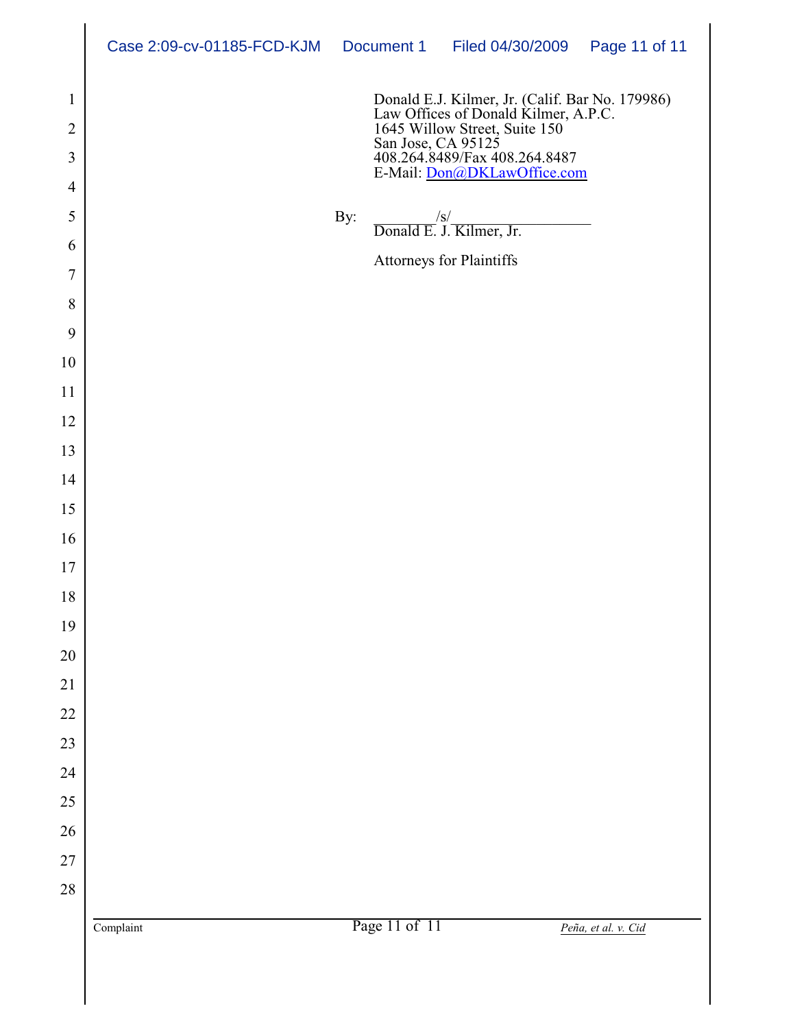Donald E.J. Kilmer, Jr. (Calif. Bar No. 179986)
Law Offices of Donald Kilmer, A.P.C.
1645 Willow Street, Suite 150
San Jose, CA 95125
408.264.8489/Fax 408.264.8487
E-Mail: Don@DKLawOffice.com

By: ________/s/_________________
Donald E. J. Kilmer, Jr.

Attorneys for Plaintiffs